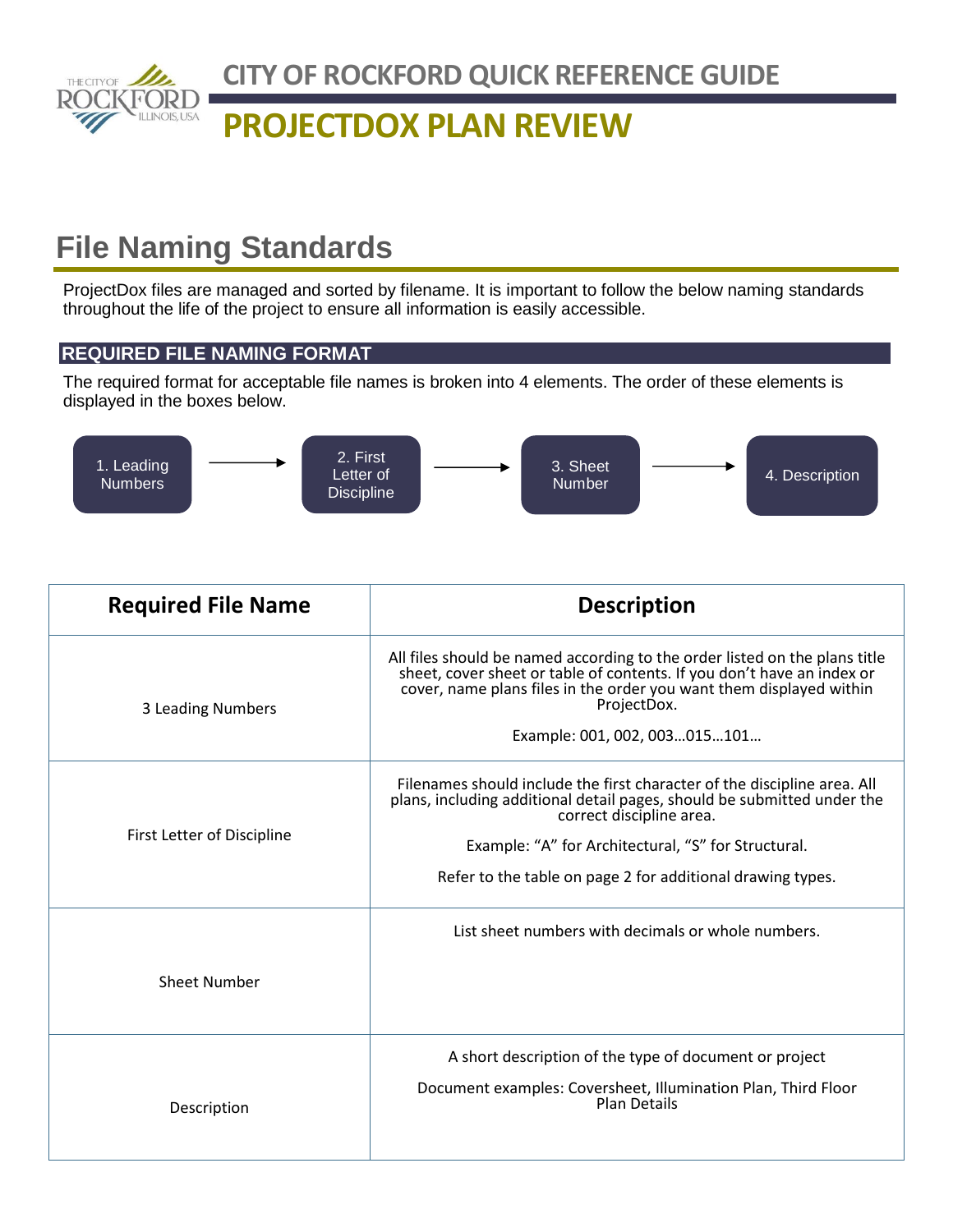# CITY OF ROCKFORD QUICK REFERENCE GUIDE

# PROJECTDOX PLAN REVIEW

## File Naming Standards

ProjectDox files are managed and sorted by filename. It is important to follow the below naming standards throughout the life of the project to ensure all information is easily accessible.

### REQUIRED FILE NAMING FORMAT

The required format for acceptable file names is broken into 4 elements. The order of these elements is displayed in the boxes below.

1. Leading Numbers → 2. First Letter of Discipline → 3. Sheet Number → 4. Description

| Required File Name | Description |
|---|---|
| 3 Leading Numbers | All files should be named according to the order listed on the plans title sheet, cover sheet or table of contents. If you don't have an index or cover, name plans files in the order you want them displayed within ProjectDox.<br><br>Example: 001, 002, 003…015…101… |
| First Letter of Discipline | Filenames should include the first character of the discipline area. All plans, including additional detail pages, should be submitted under the correct discipline area.<br><br>Example: "A" for Architectural, "S" for Structural.<br><br>Refer to the table on page 2 for additional drawing types. |
| Sheet Number | List sheet numbers with decimals or whole numbers. |
| Description | A short description of the type of document or project<br><br>Document examples: Coversheet, Illumination Plan, Third Floor Plan Details |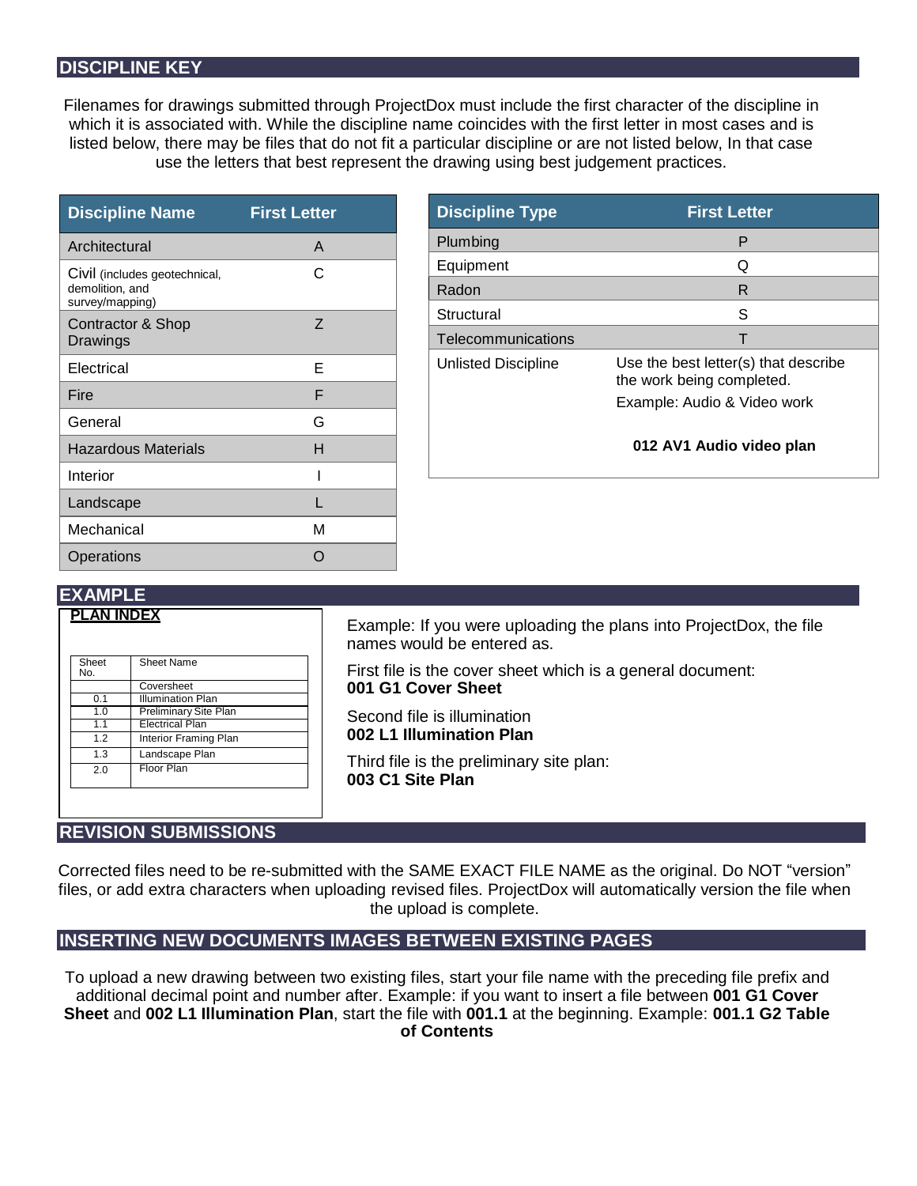## DISCIPLINE KEY

Filenames for drawings submitted through ProjectDox must include the first character of the discipline in which it is associated with. While the discipline name coincides with the first letter in most cases and is listed below, there may be files that do not fit a particular discipline or are not listed below, In that case use the letters that best represent the drawing using best judgement practices.

| Discipline Name | First Letter |
|---|---|
| Architectural | A |
| Civil (includes geotechnical, demolition, and survey/mapping) | C |
| Contractor & Shop Drawings | Z |
| Electrical | E |
| Fire | F |
| General | G |
| Hazardous Materials | H |
| Interior | I |
| Landscape | L |
| Mechanical | M |
| Operations | O |

| Discipline Type | First Letter |
|---|---|
| Plumbing | P |
| Equipment | Q |
| Radon | R |
| Structural | S |
| Telecommunications | T |
| Unlisted Discipline | Use the best letter(s) that describe the work being completed. Example: Audio & Video work **012 AV1 Audio video plan** |

## EXAMPLE

**PLAN INDEX**

| Sheet No. | Sheet Name |
|---|---|
| | Coversheet |
| 0.1 | Illumination Plan |
| 1.0 | Preliminary Site Plan |
| 1.1 | Electrical Plan |
| 1.2 | Interior Framing Plan |
| 1.3 | Landscape Plan |
| 2.0 | Floor Plan |

Example: If you were uploading the plans into ProjectDox, the file names would be entered as.

First file is the cover sheet which is a general document:
**001 G1 Cover Sheet**

Second file is illumination
**002 L1 Illumination Plan**

Third file is the preliminary site plan:
**003 C1 Site Plan**

## REVISION SUBMISSIONS

Corrected files need to be re-submitted with the SAME EXACT FILE NAME as the original. Do NOT "version" files, or add extra characters when uploading revised files. ProjectDox will automatically version the file when the upload is complete.

## INSERTING NEW DOCUMENTS IMAGES BETWEEN EXISTING PAGES

To upload a new drawing between two existing files, start your file name with the preceding file prefix and additional decimal point and number after. Example: if you want to insert a file between **001 G1 Cover Sheet** and **002 L1 Illumination Plan**, start the file with **001.1** at the beginning. Example: **001.1 G2 Table of Contents**